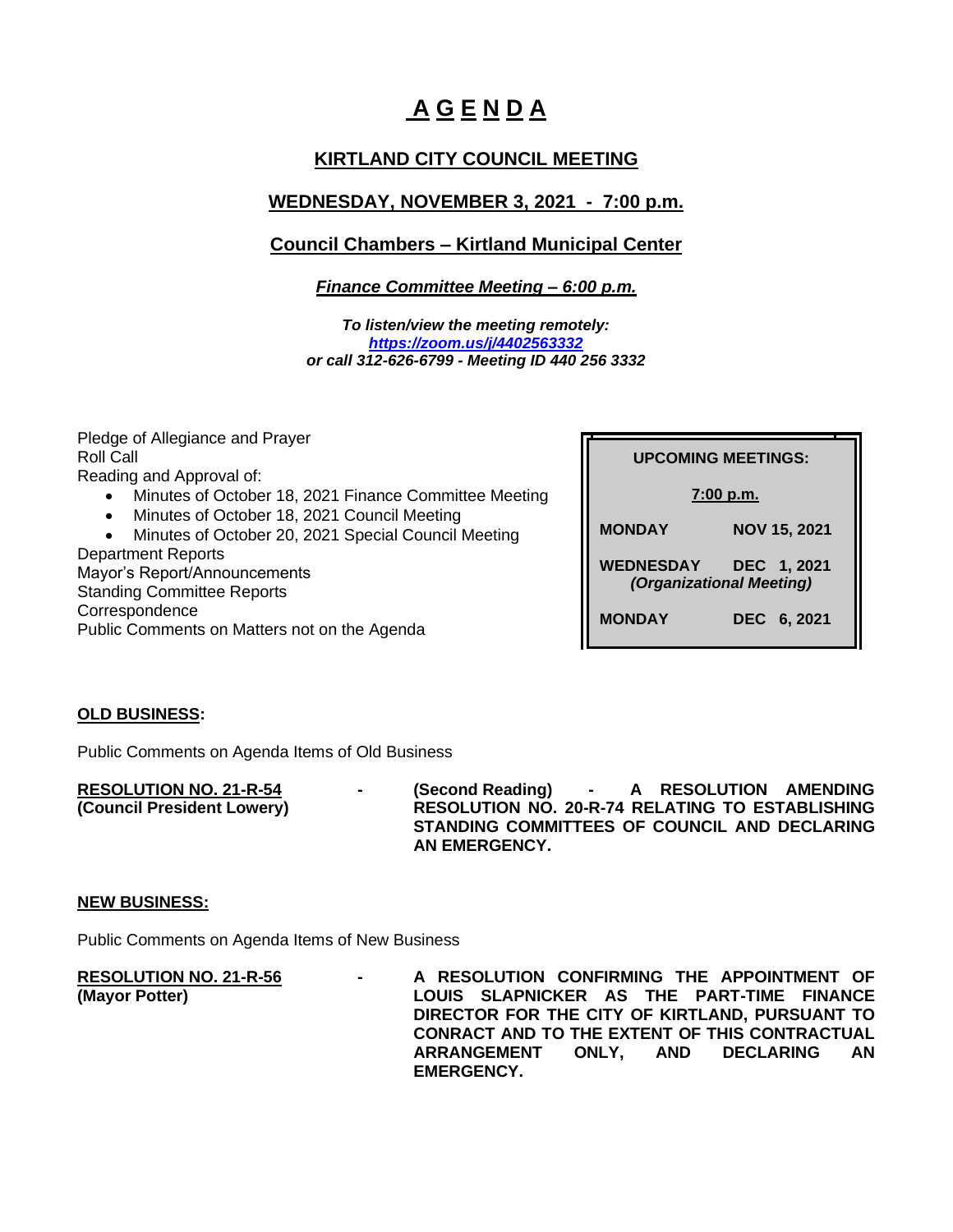# A G E N D A

## KIRTLAND CITY COUNCIL MEETING

## WEDNESDAY, NOVEMBER 3, 2021 - 7:00 p.m.

## Council Chambers – Kirtland Municipal Center

***Finance Committee Meeting – 6:00 p.m.***

***To listen/view the meeting remotely:***
***https://zoom.us/j/4402563332***
***or call 312-626-6799 - Meeting ID 440 256 3332***

Pledge of Allegiance and Prayer
Roll Call
Reading and Approval of:

- Minutes of October 18, 2021 Finance Committee Meeting
- Minutes of October 18, 2021 Council Meeting
- Minutes of October 20, 2021 Special Council Meeting

Department Reports
Mayor's Report/Announcements
Standing Committee Reports
Correspondence
Public Comments on Matters not on the Agenda

| **UPCOMING MEETINGS:** | |
|---|---|
| **7:00 p.m.** | |
| **MONDAY** | **NOV 15, 2021** |
| **WEDNESDAY** | **DEC 1, 2021** |
| ***(Organizational Meeting)*** | |
| **MONDAY** | **DEC 6, 2021** |

**OLD BUSINESS:**

Public Comments on Agenda Items of Old Business

**RESOLUTION NO. 21-R-54** - **(Second Reading) - A RESOLUTION AMENDING RESOLUTION NO. 20-R-74 RELATING TO ESTABLISHING STANDING COMMITTEES OF COUNCIL AND DECLARING AN EMERGENCY.**
**(Council President Lowery)**

**NEW BUSINESS:**

Public Comments on Agenda Items of New Business

**RESOLUTION NO. 21-R-56** - **A RESOLUTION CONFIRMING THE APPOINTMENT OF LOUIS SLAPNICKER AS THE PART-TIME FINANCE DIRECTOR FOR THE CITY OF KIRTLAND, PURSUANT TO CONRACT AND TO THE EXTENT OF THIS CONTRACTUAL ARRANGEMENT ONLY, AND DECLARING AN EMERGENCY.**
**(Mayor Potter)**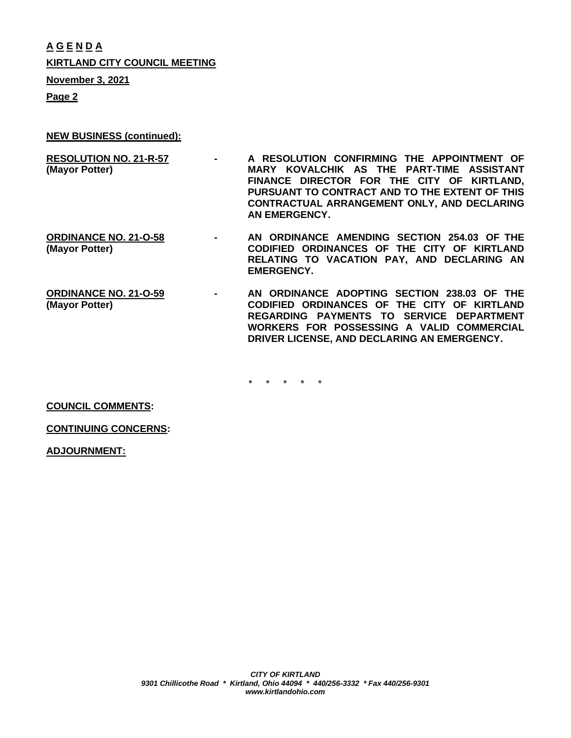**NEW BUSINESS (continued):**

**RESOLUTION NO. 21-R-57** - **A RESOLUTION CONFIRMING THE APPOINTMENT OF MARY KOVALCHIK AS THE PART-TIME ASSISTANT FINANCE DIRECTOR FOR THE CITY OF KIRTLAND, PURSUANT TO CONTRACT AND TO THE EXTENT OF THIS CONTRACTUAL ARRANGEMENT ONLY, AND DECLARING AN EMERGENCY.**
**(Mayor Potter)**

**ORDINANCE NO. 21-O-58** - **AN ORDINANCE AMENDING SECTION 254.03 OF THE CODIFIED ORDINANCES OF THE CITY OF KIRTLAND RELATING TO VACATION PAY, AND DECLARING AN EMERGENCY.**
**(Mayor Potter)**

**ORDINANCE NO. 21-O-59** - **AN ORDINANCE ADOPTING SECTION 238.03 OF THE CODIFIED ORDINANCES OF THE CITY OF KIRTLAND REGARDING PAYMENTS TO SERVICE DEPARTMENT WORKERS FOR POSSESSING A VALID COMMERCIAL DRIVER LICENSE, AND DECLARING AN EMERGENCY.**
**(Mayor Potter)**

\* \* \* \* \*

**COUNCIL COMMENTS:**

**CONTINUING CONCERNS:**

**ADJOURNMENT:**

*CITY OF KIRTLAND*
*9301 Chillicothe Road * Kirtland, Ohio 44094 * 440/256-3332 * Fax 440/256-9301*
*www.kirtlandohio.com*